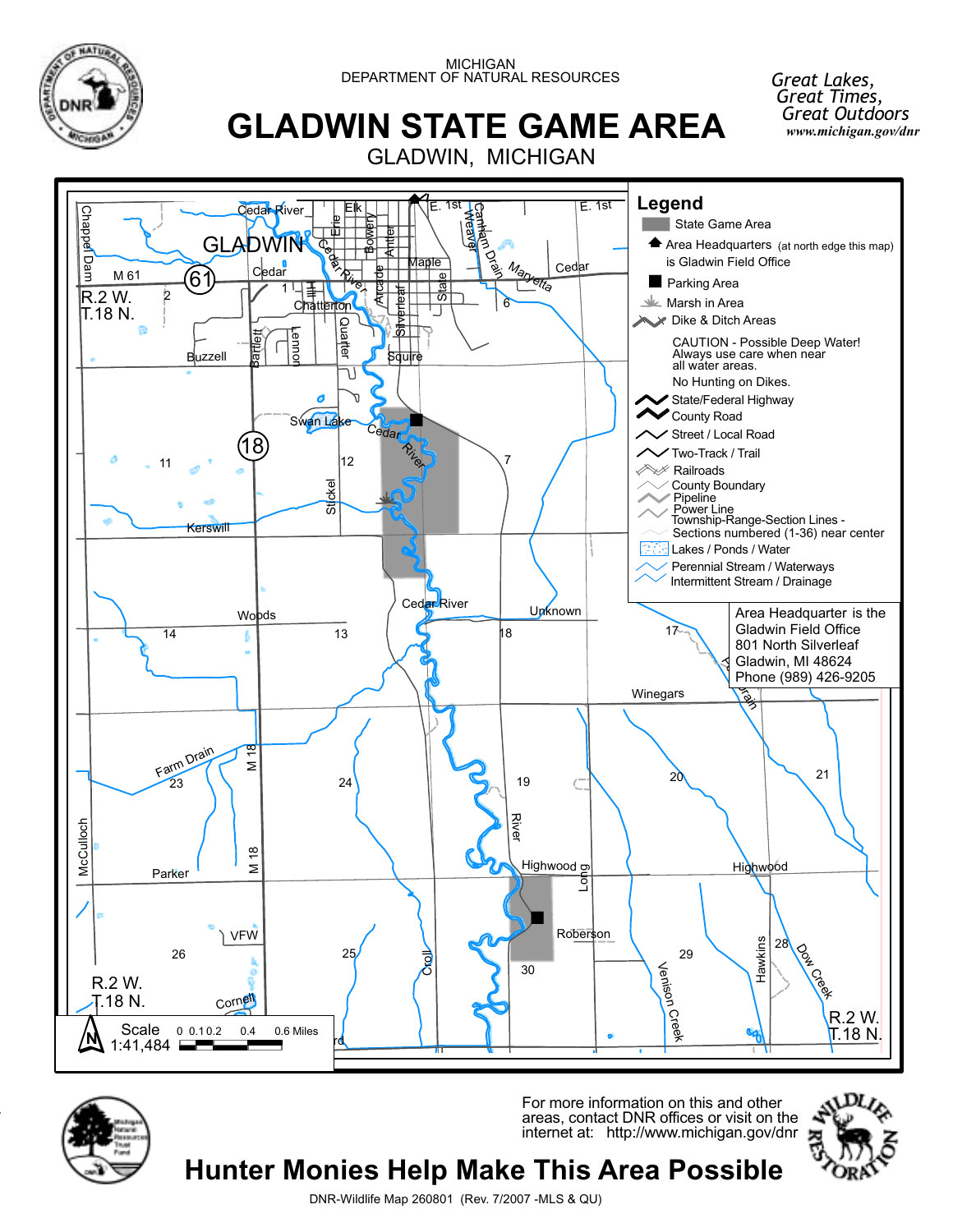MICHIGAN
DEPARTMENT OF NATURAL RESOURCES

# GLADWIN STATE GAME AREA

GLADWIN, MICHIGAN

*Great Lakes, Great Times, Great Outdoors*
*www.michigan.gov/dnr*

## Legend

- State Game Area
- Area Headquarters (at north edge this map) is Gladwin Field Office
- Parking Area
- Marsh in Area
- Dike & Ditch Areas

CAUTION - Possible Deep Water! Always use care when near all water areas.

No Hunting on Dikes.

- State/Federal Highway
- County Road
- Street / Local Road
- Two-Track / Trail
- Railroads
- County Boundary
- Pipeline
- Power Line
- Township-Range-Section Lines - Sections numbered (1-36) near center
- Lakes / Ponds / Water
- Perennial Stream / Waterways
- Intermittent Stream / Drainage

Area Headquarter is the Gladwin Field Office
801 North Silverleaf
Gladwin, MI 48624
Phone (989) 426-9205

Scale 1:41,484 — 0, 0.1, 0.2, 0.4, 0.6 Miles

For more information on this and other areas, contact DNR offices or visit on the internet at: http://www.michigan.gov/dnr

**Hunter Monies Help Make This Area Possible**

DNR-Wildlife Map 260801 (Rev. 7/2007 -MLS & QU)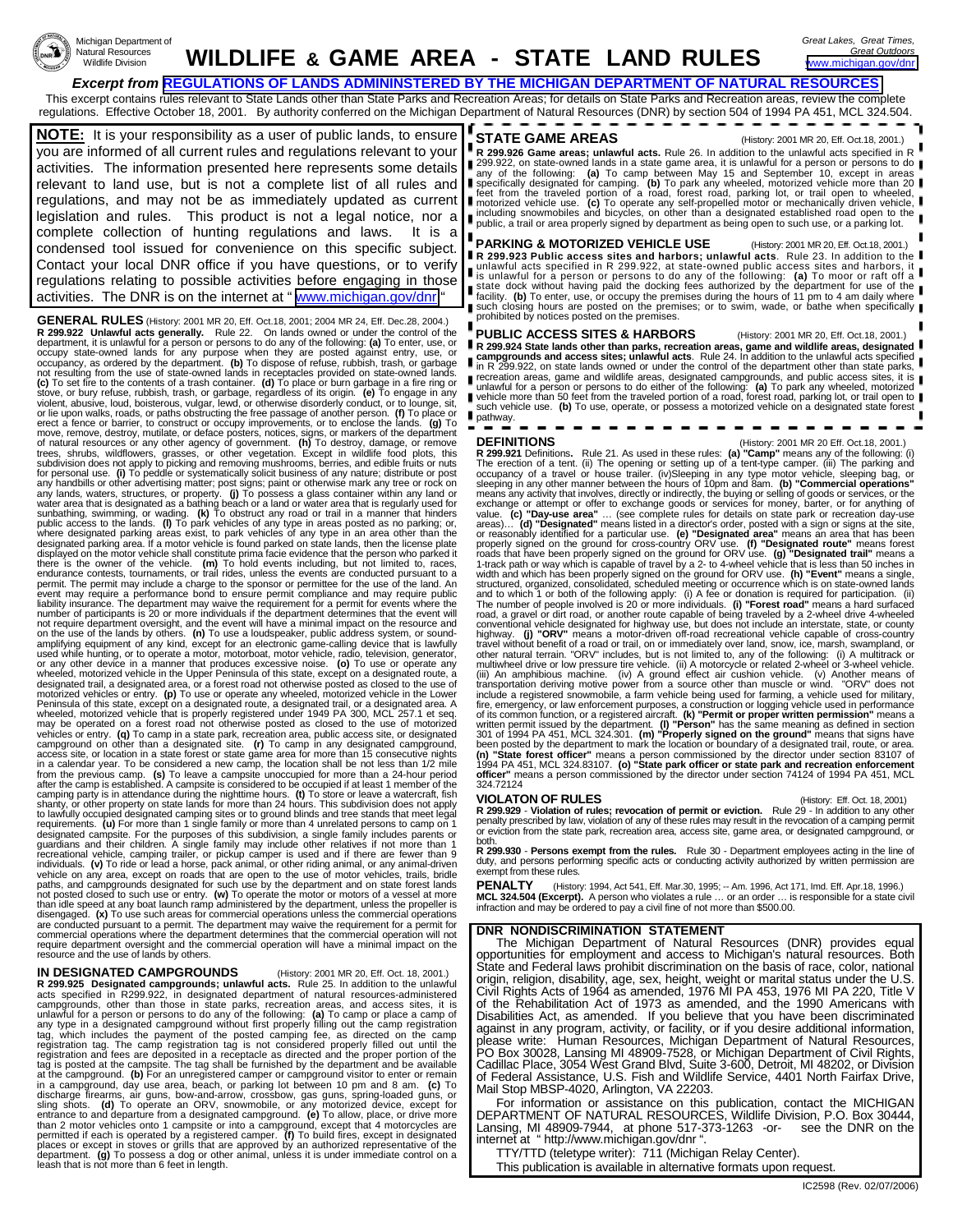Michigan Department of Natural Resources Wildlife Division

# WILDLIFE & GAME AREA - STATE LAND RULES

*Great Lakes, Great Times, Great Outdoors*
www.michigan.gov/dnr

***Excerpt from* REGULATIONS OF LANDS ADMININSTERED BY THE MICHIGAN DEPARTMENT OF NATURAL RESOURCES**

This excerpt contains rules relevant to State Lands other than State Parks and Recreation Areas; for details on State Parks and Recreation areas, review the complete regulations. Effective October 18, 2001. By authority conferred on the Michigan Department of Natural Resources (DNR) by section 504 of 1994 PA 451, MCL 324.504.

**NOTE:** It is your responsibility as a user of public lands, to ensure you are informed of all current rules and regulations relevant to your activities. The information presented here represents some details relevant to land use, but is not a complete list of all rules and regulations, and may not be as immediately updated as current legislation and rules. This product is not a legal notice, nor a complete collection of hunting regulations and laws. It is a condensed tool issued for convenience on this specific subject. Contact your local DNR office if you have questions, or to verify regulations relating to possible activities before engaging in those activities. The DNR is on the internet at " www.michigan.gov/dnr "

**GENERAL RULES** (History: 2001 MR 20, Eff. Oct.18, 2001; 2004 MR 24, Eff. Dec.28, 2004.)
**R 299.922 Unlawful acts generally.** Rule 22. On lands owned or under the control of the department, it is unlawful for a person or persons to do any of the following: **(a)** To enter, use, or occupy state-owned lands for any purpose when they are posted against entry, use, or occupancy, as ordered by the department. **(b)** To dispose of refuse, rubbish, trash, or garbage not resulting from the use of state-owned lands in receptacles provided on state-owned lands. **(c)** To set fire to the contents of a trash container. **(d)** To place or burn garbage in a fire ring or stove, or bury refuse, rubbish, trash, or garbage, regardless of its origin. **(e)** To engage in any violent, abusive, loud, boisterous, vulgar, lewd, or otherwise disorderly conduct, or to lounge, sit, or lie upon walks, roads, or paths obstructing the free passage of another person. **(f)** To place or erect a fence or barrier, to construct or occupy improvements, or to enclose the lands. **(g)** To move, remove, destroy, mutilate, or deface posters, notices, signs, or markers of the department of natural resources or any other agency of government. **(h)** To destroy, damage, or remove trees, shrubs, wildflowers, grasses, or other vegetation. Except in wildlife food plots, this subdivision does not apply to picking and removing mushrooms, berries, and edible fruits or nuts for personal use. **(i)** To peddle or systematically solicit business of any nature; distribute or post any handbills or other advertising matter; post signs; paint or otherwise mark any tree or rock on any lands, waters, structures, or property. **(j)** To possess a glass container within any land or water area that is designated as a bathing beach or a land or water area that is regularly used for sunbathing, swimming, or wading. **(k)** To obstruct any road or trail in a manner that hinders public access to the lands. **(l)** To park vehicles of any type in areas posted as no parking; or, where designated parking areas exist, to park vehicles of any type in an area other than the designated parking area. If a motor vehicle is found parked on state lands, then the license plate displayed on the motor vehicle shall constitute prima facie evidence that the person who parked it there is the owner of the vehicle. **(m)** To hold events including, but not limited to, races, endurance contests, tournaments, or trail rides, unless the events are conducted pursuant to a permit. The permit may include a charge to the sponsor or permittee for the use of the land. An event may require a performance bond to ensure permit compliance and may require public liability insurance. The department may waive the requirement for a permit for events where the number of participants is 20 or more individuals if the department determines that the event will not require department oversight, and the event will have a minimal impact on the resource and on the use of the lands by others. **(n)** To use a loudspeaker, public address system, or sound-amplifying equipment of any kind, except for an electronic game-calling device that is lawfully used while hunting, or to operate a motor, motorboat, motor vehicle, radio, television, generator, or any other device in a manner that produces excessive noise. **(o)** To use or operate any wheeled, motorized vehicle in the Upper Peninsula of this state, except on a designated route, a designated trail, a designated area, or a forest road not otherwise posted as closed to the use of motorized vehicles or entry. **(p)** To use or operate any wheeled, motorized vehicle in the Lower Peninsula of this state, except on a designated route, a designated trail, or a designated area. A wheeled, motorized vehicle that is properly registered under 1949 PA 300, MCL 257.1 et seq. may be operated on a forest road not otherwise posted as closed to the use of motorized vehicles or entry. **(q)** To camp in a state park, recreation area, public access site, or designated campground on other than a designated site. **(r)** To camp in any designated campground, access site, or location in a state forest or state game area for more than 15 consecutive nights in a calendar year. To be considered a new camp, the location shall be not less than 1/2 mile from the previous camp. **(s)** To leave a campsite unoccupied for more than a 24-hour period after the camp is established. A campsite is considered to be occupied if at least 1 member of the camping party is in attendance during the nighttime hours. **(t)** To store or leave a watercraft, fish shanty, or other property on state lands for more than 24 hours. This subdivision does not apply to lawfully occupied designated camping sites or to ground blinds and tree stands that meet legal requirements. **(u)** For more than 1 single family or more than 4 unrelated persons to camp on 1 designated campsite. For the purposes of this subdivision, a single family includes parents or guardians and their children. A single family may include other relatives if not more than 1 recreational vehicle, camping trailer, or pickup camper is used and if there are fewer than 9 individuals. **(v)** To ride or lead a horse, pack animal, or other riding animal, or any animal-driven vehicle on any area, except on roads that are open to the use of motor vehicles, trails, bridle paths, and campgrounds designated for such use by the department and on state forest lands not posted closed to such use or entry. **(w)** To operate the motor or motors of a vessel at more than idle speed at any boat launch ramp administered by the department, unless the propeller is disengaged. **(x)** To use such areas for commercial operations unless the commercial operations are conducted pursuant to a permit. The department may waive the requirement for a permit for commercial operations where the department determines that the commercial operation will not require department oversight and the commercial operation will have a minimal impact on the resource and the use of lands by others.

**IN DESIGNATED CAMPGROUNDS** (History: 2001 MR 20, Eff. Oct. 18, 2001.)
**R 299.925 Designated campgrounds; unlawful acts.** Rule 25. In addition to the unlawful acts specified in R299.922, in designated department of natural resources-administered campgrounds, other than those in state parks, recreation areas, and access sites, it is unlawful for a person or persons to do any of the following: **(a)** To camp or place a camp of any type in a designated campground without first properly filling out the camp registration tag, which includes the payment of the posted camping fee, as directed on the camp registration tag. The camp registration tag is not considered properly filled out until the registration and fees are deposited in a receptacle as directed and the proper portion of the tag is posted at the campsite. The tag shall be furnished by the department and be available at the campground. **(b)** For an unregistered camper or campground visitor to enter or remain in a campground, day use area, beach, or parking lot between 10 pm and 8 am. **(c)** To discharge firearms, air guns, bow-and-arrow, crossbow, gas guns, spring-loaded guns, or sling shots. **(d)** To operate an ORV, snowmobile, or any motorized device, except for entrance to and departure from a designated campground. **(e)** To allow, place, or drive more than 2 motor vehicles onto 1 campsite or into a campground, except that 4 motorcycles are permitted if each is operated by a registered camper. **(f)** To build fires, except in designated places or except in stoves or grills that are approved by an authorized representative of the department. **(g)** To possess a dog or other animal, unless it is under immediate control on a leash that is not more than 6 feet in length.

**STATE GAME AREAS** (History: 2001 MR 20, Eff. Oct.18, 2001.)
**R 299.926 Game areas; unlawful acts.** Rule 26. In addition to the unlawful acts specified in R 299.922, on state-owned lands in a state game area, it is unlawful for a person or persons to do any of the following: **(a)** To camp between May 15 and September 10, except in areas specifically designated for camping. **(b)** To park any wheeled, motorized vehicle more than 20 feet from the traveled portion of a road, forest road, parking lot, or trail open to wheeled, motorized vehicle use. **(c)** To operate any self-propelled motor or mechanically driven vehicle, including snowmobiles and bicycles, on other than a designated established road open to the public, a trail or area properly signed by department as being open to such use, or a parking lot.

**PARKING & MOTORIZED VEHICLE USE** (History: 2001 MR 20, Eff. Oct.18, 2001.)
**R 299.923 Public access sites and harbors; unlawful acts**. Rule 23. In addition to the unlawful acts specified in R 299.922, at state-owned public access sites and harbors, it is unlawful for a person or persons to do any of the following: **(a)** To moor or raft off a state dock without having paid the docking fees authorized by the department for use of the facility. **(b)** To enter, use, or occupy the premises during the hours of 11 pm to 4 am daily where such closing hours are posted on the premises; or to swim, wade, or bathe when specifically prohibited by notices posted on the premises.

**PUBLIC ACCESS SITES & HARBORS** (History: 2001 MR 20, Eff. Oct.18, 2001.)
**R 299.924 State lands other than parks, recreation areas, game and wildlife areas, designated campgrounds and access sites; unlawful acts**. Rule 24. In addition to the unlawful acts specified in R 299.922, on state lands owned or under the control of the department other than state parks, recreation areas, game and wildlife areas, designated campgrounds, and public access sites, it is unlawful for a person or persons to do either of the following: **(a)** To park any wheeled, motorized vehicle more than 50 feet from the traveled portion of a road, forest road, parking lot, or trail open to such vehicle use. **(b)** To use, operate, or possess a motorized vehicle on a designated state forest pathway.

**DEFINITIONS** (History: 2001 MR 20 Eff. Oct.18, 2001.)
**R 299.921** Definitions**.** Rule 21. As used in these rules: **(a) "Camp"** means any of the following: (i) The erection of a tent. (ii) The opening or setting up of a tent-type camper. (iii) The parking and occupancy of a travel or house trailer. (iv)Sleeping in any type motor vehicle, sleeping bag, or sleeping in any other manner between the hours of 10pm and 8am. **(b) "Commercial operations"** means any activity that involves, directly or indirectly, the buying or selling of goods or services, or the exchange or attempt or offer to exchange goods or services for money, barter, or for anything of value. **(c) "Day-use area"** … (see complete rules for details on state park or recreation day-use areas)… **(d) "Designated"** means listed in a director's order, posted with a sign or signs at the site, or reasonably identified for a particular use. **(e) "Designated area"** means an area that has been properly signed on the ground for cross-country ORV use. **(f) "Designated route"** means forest roads that have been properly signed on the ground for ORV use. **(g) "Designated trail"** means a 1-track path or way which is capable of travel by a 2- to 4-wheel vehicle that is less than 50 inches in width and which has been properly signed on the ground for ORV use. **(h) "Event"** means a single, structured, organized, consolidated, scheduled meeting or occurrence which is on state-owned lands and to which 1 or both of the following apply: (i) A fee or donation is required for participation. (ii) The number of people involved is 20 or more individuals. **(i) "Forest road"** means a hard surfaced road, a gravel or dirt road, or another route capable of being traveled by a 2-wheel drive 4-wheeled conventional vehicle designated for highway use, but does not include an interstate, state, or county highway. **(j) "ORV"** means a motor-driven off-road recreational vehicle capable of cross-country travel without benefit of a road or trail, on or immediately over land, snow, ice, marsh, swampland, or other natural terrain. "ORV" includes, but is not limited to, any of the following: (i) A multitrack or multiwheel drive or low pressure tire vehicle. (ii) A motorcycle or related 2-wheel or 3-wheel vehicle. (iii) An amphibious machine. (iv) A ground effect air cushion vehicle. (v) Another means of transportation deriving motive power from a source other than muscle or wind. "ORV" does not include a registered snowmobile, a farm vehicle being used for farming, a vehicle used for military, fire, emergency, or law enforcement purposes, a construction or logging vehicle used in performance of its common function, or a registered aircraft. **(k) "Permit or proper written permission"** means a written permit issued by the department. **(l) "Person"** has the same meaning as defined in section 301 of 1994 PA 451, MCL 324.301. **(m) "Properly signed on the ground"** means that signs have been posted by the department to mark the location or boundary of a designated trail, route, or area. **(n) "State forest officer"** means a person commissioned by the director under section 83107 of 1994 PA 451, MCL 324.83107. **(o) "State park officer or state park and recreation enforcement officer"** means a person commissioned by the director under section 74124 of 1994 PA 451, MCL 324.72124

**VIOLATON OF RULES** (History: Eff. Oct. 18, 2001)
**R 299.929** - **Violation of rules; revocation of permit or eviction.** Rule 29 - In addition to any other penalty prescribed by law, violation of any of these rules may result in the revocation of a camping permit or eviction from the state park, recreation area, access site, game area, or designated campground, or both.

**R 299.930** - **Persons exempt from the rules.** Rule 30 - Department employees acting in the line of duty, and persons performing specific acts or conducting activity authorized by written permission are exempt from these rules.

**PENALTY** (History: 1994, Act 541, Eff. Mar.30, 1995; -- Am. 1996, Act 171, Imd. Eff. Apr.18, 1996.)
**MCL 324.504 (Excerpt).** A person who violates a rule … or an order … is responsible for a state civil infraction and may be ordered to pay a civil fine of not more than $500.00.

**DNR NONDISCRIMINATION STATEMENT**

The Michigan Department of Natural Resources (DNR) provides equal opportunities for employment and access to Michigan's natural resources. Both State and Federal laws prohibit discrimination on the basis of race, color, national origin, religion, disability, age, sex, height, weight or marital status under the U.S. Civil Rights Acts of 1964 as amended, 1976 MI PA 453, 1976 MI PA 220, Title V of the Rehabilitation Act of 1973 as amended, and the 1990 Americans with Disabilities Act, as amended. If you believe that you have been discriminated against in any program, activity, or facility, or if you desire additional information, please write: Human Resources, Michigan Department of Natural Resources, PO Box 30028, Lansing MI 48909-7528, or Michigan Department of Civil Rights, Cadillac Place, 3054 West Grand Blvd, Suite 3-600, Detroit, MI 48202, or Division of Federal Assistance, U.S. Fish and Wildlife Service, 4401 North Fairfax Drive, Mail Stop MBSP-4020, Arlington, VA 22203.

For information or assistance on this publication, contact the MICHIGAN DEPARTMENT OF NATURAL RESOURCES, Wildlife Division, P.O. Box 30444, Lansing, MI 48909-7944, at phone 517-373-1263 -or- see the DNR on the internet at " http://www.michigan.gov/dnr ".

TTY/TTD (teletype writer): 711 (Michigan Relay Center).
This publication is available in alternative formats upon request.

IC2598 (Rev. 02/07/2006)